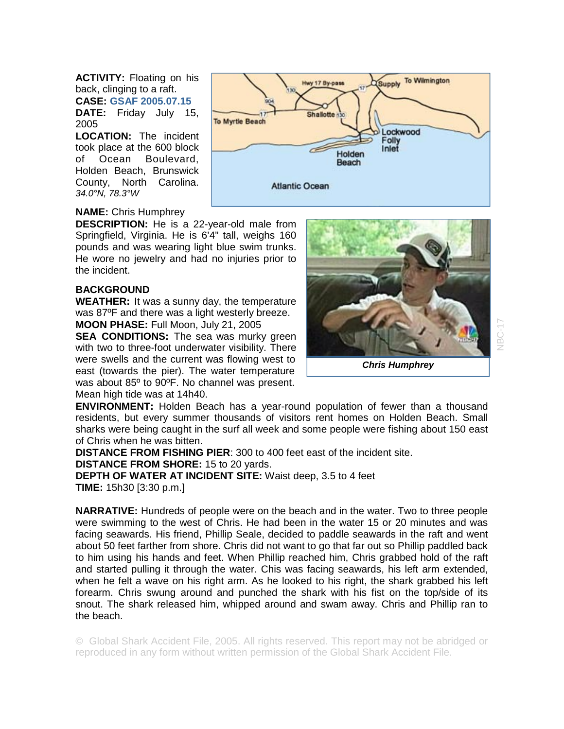**ACTIVITY:** Floating on his back, clinging to a raft.
**CASE:** **GSAF 2005.07.15**
**DATE:** Friday July 15, 2005
**LOCATION:** The incident took place at the 600 block of Ocean Boulevard, Holden Beach, Brunswick County, North Carolina.
*34.0°N, 78.3°W*

Hwy 17 By-pass
Supply
To Wilmington
130
17
904
17
To Myrtle Beach
Shallotte 130
Lockwood Folly Inlet
Holden Beach
Atlantic Ocean

**NAME:** Chris Humphrey
**DESCRIPTION:** He is a 22-year-old male from Springfield, Virginia. He is 6'4" tall, weighs 160 pounds and was wearing light blue swim trunks. He wore no jewelry and had no injuries prior to the incident.

*Chris Humphrey*

NBC-17

**BACKGROUND**
**WEATHER:** It was a sunny day, the temperature was 87ºF and there was a light westerly breeze.
**MOON PHASE:** Full Moon, July 21, 2005
**SEA CONDITIONS:** The sea was murky green with two to three-foot underwater visibility. There were swells and the current was flowing west to east (towards the pier). The water temperature was about 85º to 90ºF. No channel was present. Mean high tide was at 14h40.
**ENVIRONMENT:** Holden Beach has a year-round population of fewer than a thousand residents, but every summer thousands of visitors rent homes on Holden Beach. Small sharks were being caught in the surf all week and some people were fishing about 150 east of Chris when he was bitten.
**DISTANCE FROM FISHING PIER**: 300 to 400 feet east of the incident site.
**DISTANCE FROM SHORE:** 15 to 20 yards.
**DEPTH OF WATER AT INCIDENT SITE:** Waist deep, 3.5 to 4 feet
**TIME:** 15h30 [3:30 p.m.]

**NARRATIVE:** Hundreds of people were on the beach and in the water. Two to three people were swimming to the west of Chris. He had been in the water 15 or 20 minutes and was facing seawards. His friend, Phillip Seale, decided to paddle seawards in the raft and went about 50 feet farther from shore. Chris did not want to go that far out so Phillip paddled back to him using his hands and feet. When Phillip reached him, Chris grabbed hold of the raft and started pulling it through the water. Chis was facing seawards, his left arm extended, when he felt a wave on his right arm. As he looked to his right, the shark grabbed his left forearm. Chris swung around and punched the shark with his fist on the top/side of its snout. The shark released him, whipped around and swam away. Chris and Phillip ran to the beach.

© Global Shark Accident File, 2005. All rights reserved. This report may not be abridged or reproduced in any form without written permission of the Global Shark Accident File.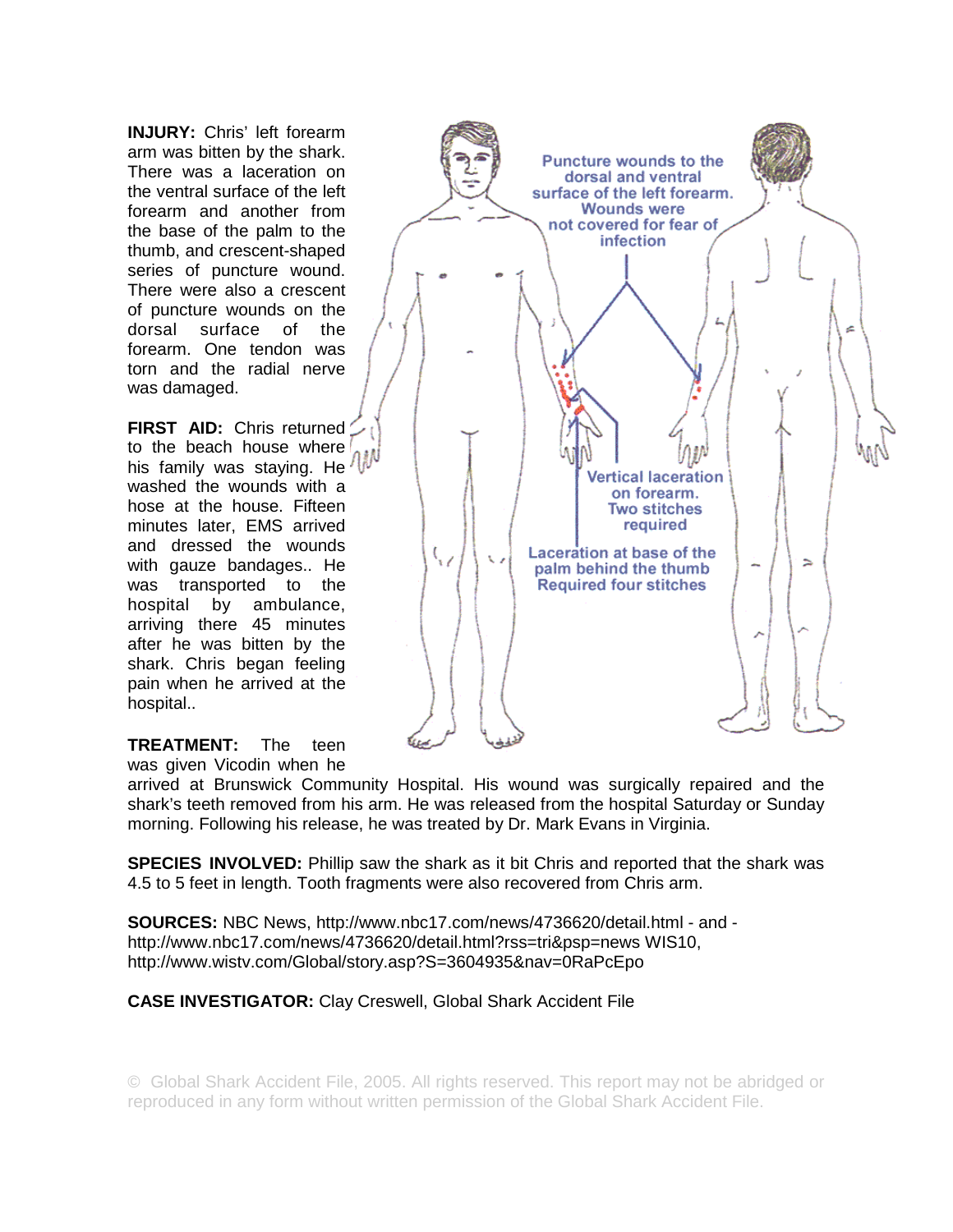**INJURY:** Chris' left forearm arm was bitten by the shark. There was a laceration on the ventral surface of the left forearm and another from the base of the palm to the thumb, and crescent-shaped series of puncture wound. There were also a crescent of puncture wounds on the dorsal surface of the forearm. One tendon was torn and the radial nerve was damaged.

**FIRST AID:** Chris returned to the beach house where his family was staying. He washed the wounds with a hose at the house. Fifteen minutes later, EMS arrived and dressed the wounds with gauze bandages.. He was transported to the hospital by ambulance, arriving there 45 minutes after he was bitten by the shark. Chris began feeling pain when he arrived at the hospital..

Puncture wounds to the dorsal and ventral surface of the left forearm. Wounds were not covered for fear of infection

Vertical laceration on forearm. Two stitches required

Laceration at base of the palm behind the thumb Required four stitches

**TREATMENT:** The teen was given Vicodin when he arrived at Brunswick Community Hospital. His wound was surgically repaired and the shark's teeth removed from his arm. He was released from the hospital Saturday or Sunday morning. Following his release, he was treated by Dr. Mark Evans in Virginia.

**SPECIES INVOLVED:** Phillip saw the shark as it bit Chris and reported that the shark was 4.5 to 5 feet in length. Tooth fragments were also recovered from Chris arm.

**SOURCES:** NBC News, http://www.nbc17.com/news/4736620/detail.html - and - http://www.nbc17.com/news/4736620/detail.html?rss=tri&psp=news WIS10, http://www.wistv.com/Global/story.asp?S=3604935&nav=0RaPcEpo

**CASE INVESTIGATOR:** Clay Creswell, Global Shark Accident File

© Global Shark Accident File, 2005. All rights reserved. This report may not be abridged or reproduced in any form without written permission of the Global Shark Accident File.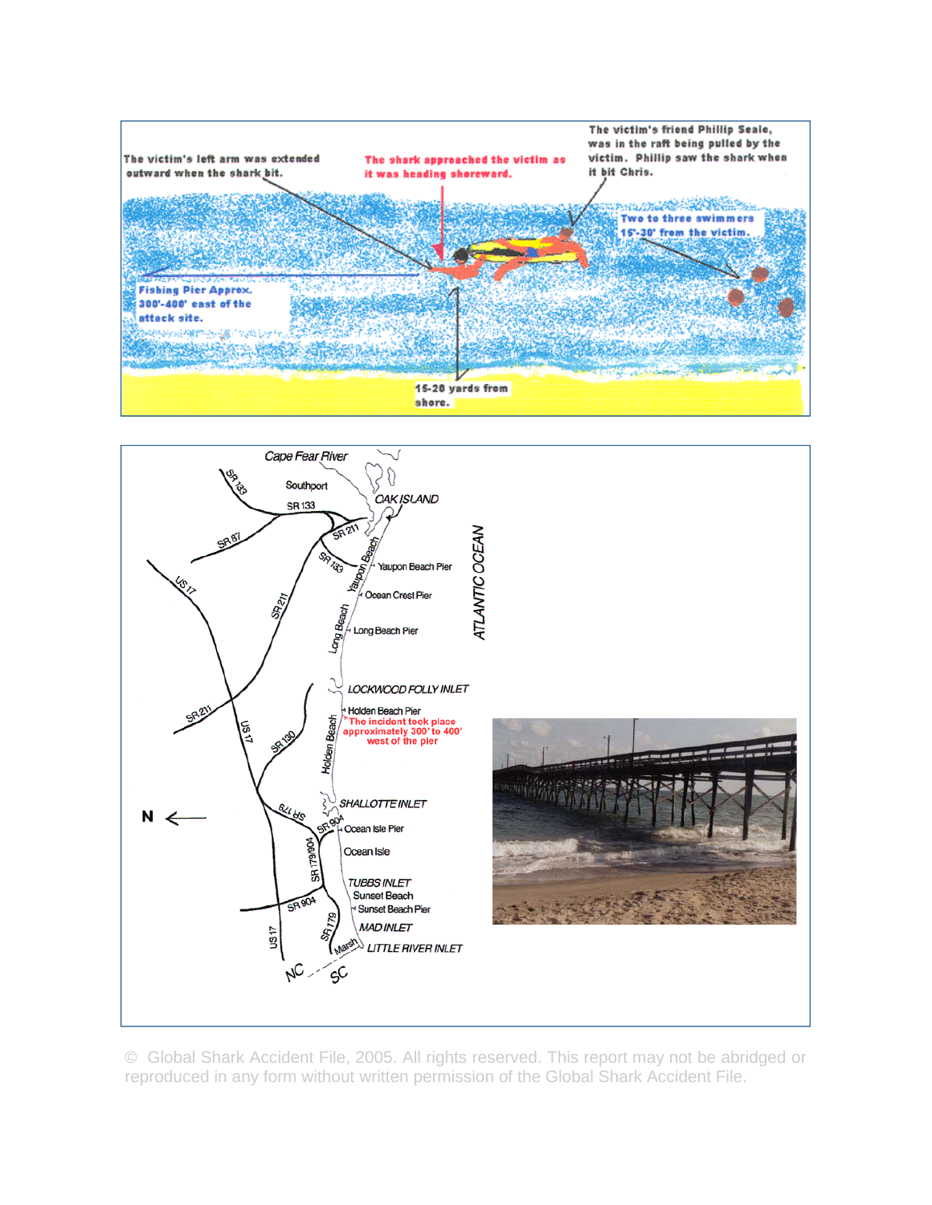The victim's left arm was extended outward when the shark bit.

The shark approached the victim as it was heading shoreward.

The victim's friend Phillip Seale, was in the raft being pulled by the victim. Phillip saw the shark when it bit Chris.

Two to three swimmers 15'-30' from the victim.

Fishing Pier Approx. 300'-400' east of the attack site.

15-20 yards from shore.

Cape Fear River

Southport

SR 133

OAK ISLAND

SR 87

SR 211

SR 133

Yaupon Beach

Yaupon Beach Pier

US 17

Ocean Crest Pier

SR 211

Long Beach

Long Beach Pier

ATLANTIC OCEAN

LOCKWOOD FOLLY INLET

Holden Beach Pier

The incident took place approximately 300' to 400' west of the pier

SR 211

US 17

SR 130

Holden Beach

SHALLOTTE INLET

N ←

SR 179

SR 904

Ocean Isle Pier

Ocean Isle

SR 179/904

TUBBS INLET

Sunset Beach

SR 904

Sunset Beach Pier

US 17

SR 179

MAD INLET

Marsh

LITTLE RIVER INLET

NC

SC

© Global Shark Accident File, 2005. All rights reserved. This report may not be abridged or reproduced in any form without written permission of the Global Shark Accident File.